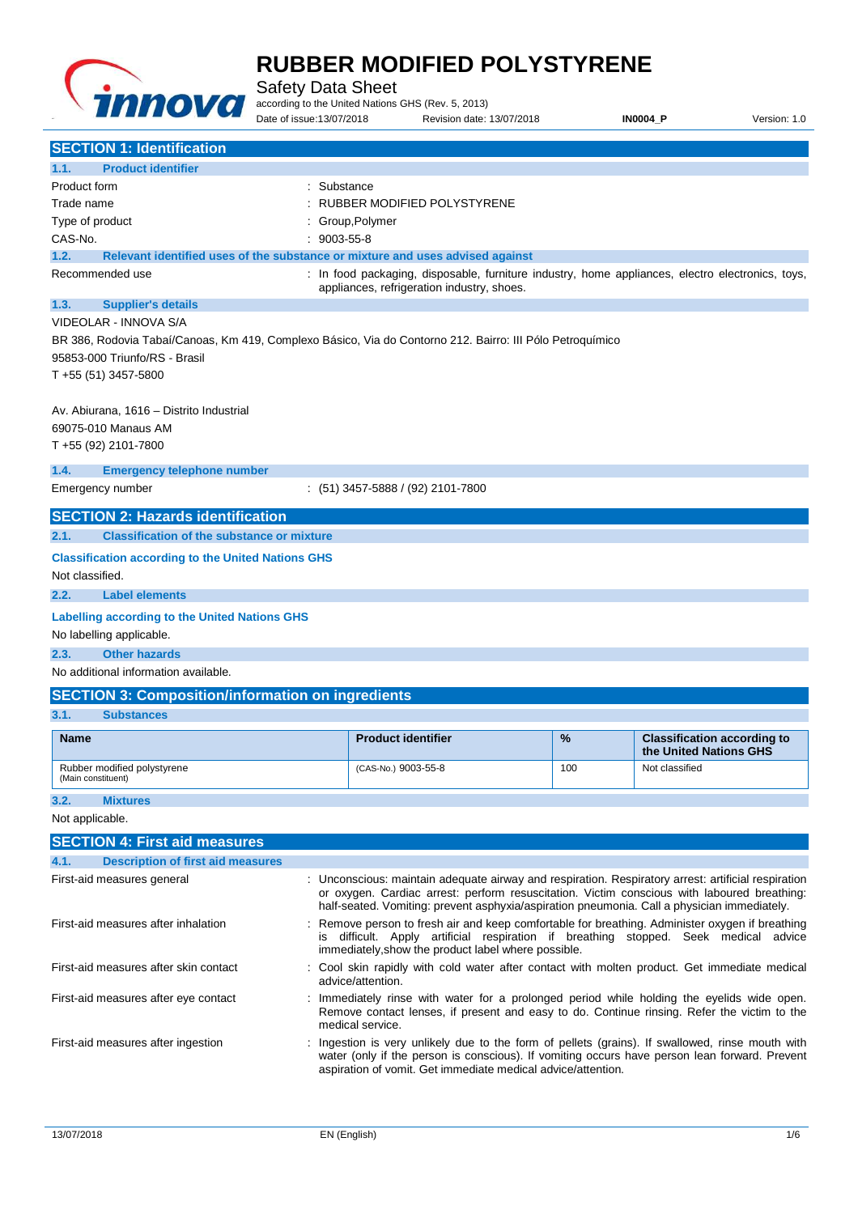# RUBBER MODIFIED POLYSTYRENE

Safety Data Sheet

according to the United Nations GHS (Rev. 5, 2013)

Date of issue:13/07/2018 Revision date: 13/07/2018 **IN0004_P** Version: 1.0

## SECTION 1: Identification

### 1.1. Product identifier

| | |
|---|---|
| Product form | : Substance |
| Trade name | : RUBBER MODIFIED POLYSTYRENE |
| Type of product | : Group,Polymer |
| CAS-No. | : 9003-55-8 |

### 1.2. Relevant identified uses of the substance or mixture and uses advised against

| | |
|---|---|
| Recommended use | : In food packaging, disposable, furniture industry, home appliances, electro electronics, toys, appliances, refrigeration industry, shoes. |

### 1.3. Supplier's details

VIDEOLAR - INNOVA S/A

BR 386, Rodovia Tabaí/Canoas, Km 419, Complexo Básico, Via do Contorno 212. Bairro: III Pólo Petroquímico

95853-000 Triunfo/RS - Brasil

T +55 (51) 3457-5800

Av. Abiurana, 1616 – Distrito Industrial

69075-010 Manaus AM

T +55 (92) 2101-7800

### 1.4. Emergency telephone number

| | |
|---|---|
| Emergency number | : (51) 3457-5888 / (92) 2101-7800 |

## SECTION 2: Hazards identification

### 2.1. Classification of the substance or mixture

**Classification according to the United Nations GHS**

Not classified.

### 2.2. Label elements

**Labelling according to the United Nations GHS**

No labelling applicable.

### 2.3. Other hazards

No additional information available.

## SECTION 3: Composition/information on ingredients

### 3.1. Substances

| Name | Product identifier | % | Classification according to the United Nations GHS |
|---|---|---|---|
| Rubber modified polystyrene (Main constituent) | (CAS-No.) 9003-55-8 | 100 | Not classified |

### 3.2. Mixtures

Not applicable.

## SECTION 4: First aid measures

### 4.1. Description of first aid measures

| | |
|---|---|
| First-aid measures general | : Unconscious: maintain adequate airway and respiration. Respiratory arrest: artificial respiration or oxygen. Cardiac arrest: perform resuscitation. Victim conscious with laboured breathing: half-seated. Vomiting: prevent asphyxia/aspiration pneumonia. Call a physician immediately. |
| First-aid measures after inhalation | : Remove person to fresh air and keep comfortable for breathing. Administer oxygen if breathing is difficult. Apply artificial respiration if breathing stopped. Seek medical advice immediately,show the product label where possible. |
| First-aid measures after skin contact | : Cool skin rapidly with cold water after contact with molten product. Get immediate medical advice/attention. |
| First-aid measures after eye contact | : Immediately rinse with water for a prolonged period while holding the eyelids wide open. Remove contact lenses, if present and easy to do. Continue rinsing. Refer the victim to the medical service. |
| First-aid measures after ingestion | : Ingestion is very unlikely due to the form of pellets (grains). If swallowed, rinse mouth with water (only if the person is conscious). If vomiting occurs have person lean forward. Prevent aspiration of vomit. Get immediate medical advice/attention. |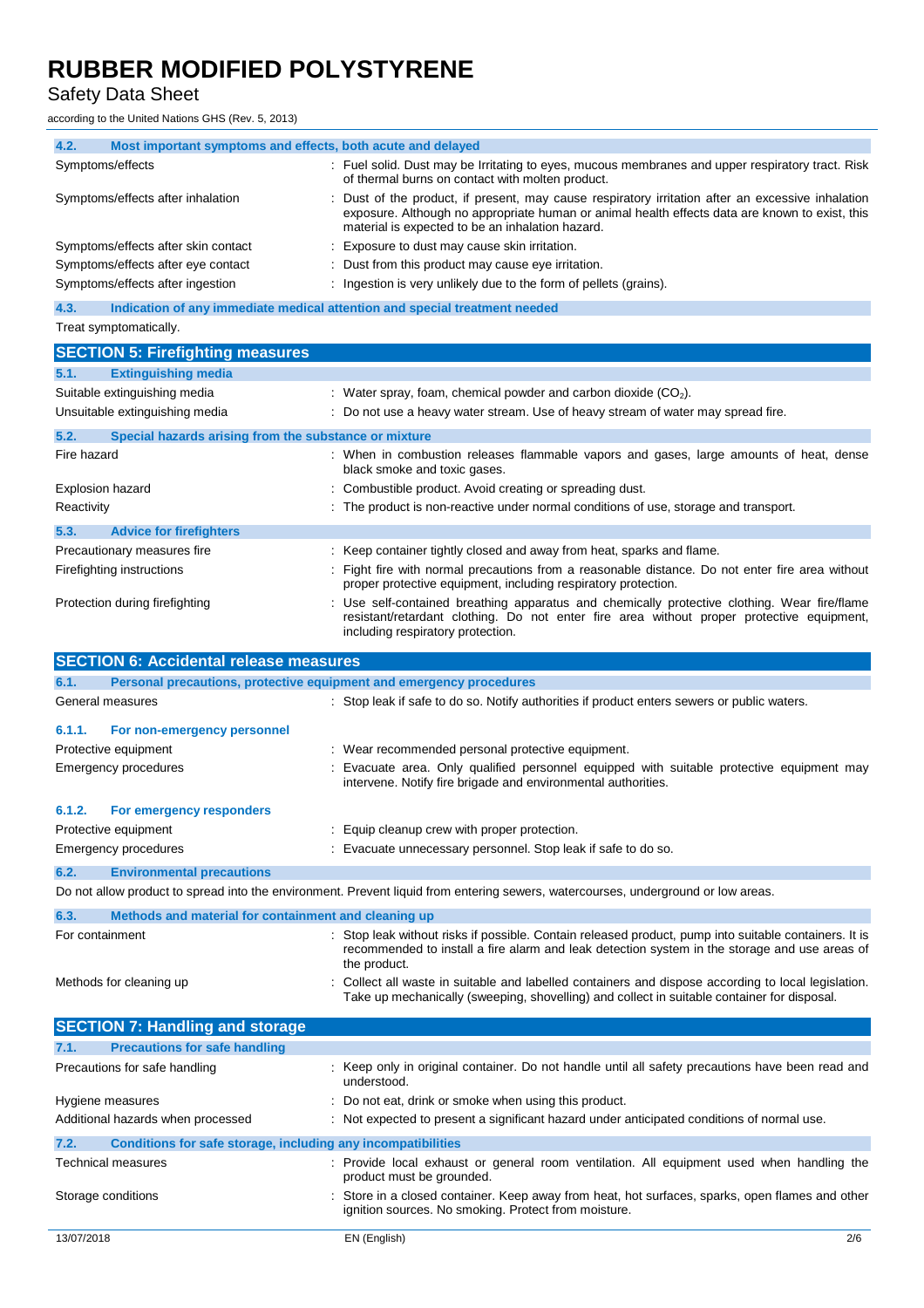#### 4.2. Most important symptoms and effects, both acute and delayed

| | |
|---|---|
| Symptoms/effects | : Fuel solid. Dust may be Irritating to eyes, mucous membranes and upper respiratory tract. Risk of thermal burns on contact with molten product. |
| Symptoms/effects after inhalation | : Dust of the product, if present, may cause respiratory irritation after an excessive inhalation exposure. Although no appropriate human or animal health effects data are known to exist, this material is expected to be an inhalation hazard. |
| Symptoms/effects after skin contact | : Exposure to dust may cause skin irritation. |
| Symptoms/effects after eye contact | : Dust from this product may cause eye irritation. |
| Symptoms/effects after ingestion | : Ingestion is very unlikely due to the form of pellets (grains). |

#### 4.3. Indication of any immediate medical attention and special treatment needed

Treat symptomatically.

## SECTION 5: Firefighting measures

#### 5.1. Extinguishing media

| | |
|---|---|
| Suitable extinguishing media | : Water spray, foam, chemical powder and carbon dioxide ($CO_2$). |
| Unsuitable extinguishing media | : Do not use a heavy water stream. Use of heavy stream of water may spread fire. |

#### 5.2. Special hazards arising from the substance or mixture

| | |
|---|---|
| Fire hazard | : When in combustion releases flammable vapors and gases, large amounts of heat, dense black smoke and toxic gases. |
| Explosion hazard | : Combustible product. Avoid creating or spreading dust. |
| Reactivity | : The product is non-reactive under normal conditions of use, storage and transport. |

#### 5.3. Advice for firefighters

| | |
|---|---|
| Precautionary measures fire | : Keep container tightly closed and away from heat, sparks and flame. |
| Firefighting instructions | : Fight fire with normal precautions from a reasonable distance. Do not enter fire area without proper protective equipment, including respiratory protection. |
| Protection during firefighting | : Use self-contained breathing apparatus and chemically protective clothing. Wear fire/flame resistant/retardant clothing. Do not enter fire area without proper protective equipment, including respiratory protection. |

## SECTION 6: Accidental release measures

#### 6.1. Personal precautions, protective equipment and emergency procedures

| | |
|---|---|
| General measures | : Stop leak if safe to do so. Notify authorities if product enters sewers or public waters. |

##### 6.1.1. For non-emergency personnel

| | |
|---|---|
| Protective equipment | : Wear recommended personal protective equipment. |
| Emergency procedures | : Evacuate area. Only qualified personnel equipped with suitable protective equipment may intervene. Notify fire brigade and environmental authorities. |

##### 6.1.2. For emergency responders

| | |
|---|---|
| Protective equipment | : Equip cleanup crew with proper protection. |
| Emergency procedures | : Evacuate unnecessary personnel. Stop leak if safe to do so. |

#### 6.2. Environmental precautions

Do not allow product to spread into the environment. Prevent liquid from entering sewers, watercourses, underground or low areas.

#### 6.3. Methods and material for containment and cleaning up

| | |
|---|---|
| For containment | : Stop leak without risks if possible. Contain released product, pump into suitable containers. It is recommended to install a fire alarm and leak detection system in the storage and use areas of the product. |
| Methods for cleaning up | : Collect all waste in suitable and labelled containers and dispose according to local legislation. Take up mechanically (sweeping, shovelling) and collect in suitable container for disposal. |

## SECTION 7: Handling and storage

#### 7.1. Precautions for safe handling

| | |
|---|---|
| Precautions for safe handling | : Keep only in original container. Do not handle until all safety precautions have been read and understood. |
| Hygiene measures | : Do not eat, drink or smoke when using this product. |
| Additional hazards when processed | : Not expected to present a significant hazard under anticipated conditions of normal use. |

#### 7.2. Conditions for safe storage, including any incompatibilities

| | |
|---|---|
| Technical measures | : Provide local exhaust or general room ventilation. All equipment used when handling the product must be grounded. |
| Storage conditions | : Store in a closed container. Keep away from heat, hot surfaces, sparks, open flames and other ignition sources. No smoking. Protect from moisture. |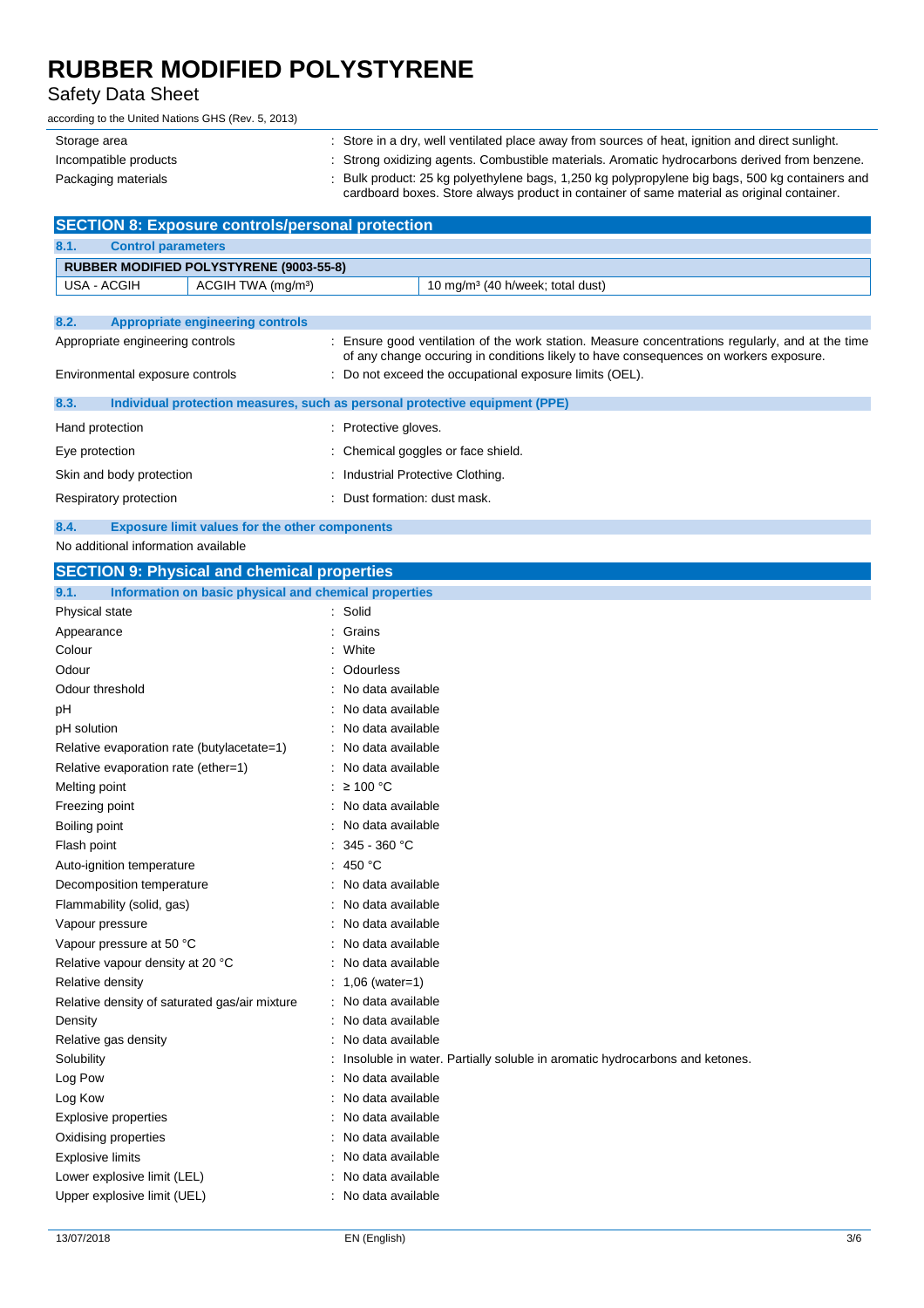| | |
|---|---|
| Storage area | : Store in a dry, well ventilated place away from sources of heat, ignition and direct sunlight. |
| Incompatible products | : Strong oxidizing agents. Combustible materials. Aromatic hydrocarbons derived from benzene. |
| Packaging materials | : Bulk product: 25 kg polyethylene bags, 1,250 kg polypropylene big bags, 500 kg containers and cardboard boxes. Store always product in container of same material as original container. |

## SECTION 8: Exposure controls/personal protection

### 8.1. Control parameters

| RUBBER MODIFIED POLYSTYRENE (9003-55-8) | | |
|---|---|---|
| USA - ACGIH | ACGIH TWA (mg/m³) | 10 mg/m³ (40 h/week; total dust) |

### 8.2. Appropriate engineering controls

| | |
|---|---|
| Appropriate engineering controls | : Ensure good ventilation of the work station. Measure concentrations regularly, and at the time of any change occuring in conditions likely to have consequences on workers exposure. |
| Environmental exposure controls | : Do not exceed the occupational exposure limits (OEL). |

### 8.3. Individual protection measures, such as personal protective equipment (PPE)

| | |
|---|---|
| Hand protection | : Protective gloves. |
| Eye protection | : Chemical goggles or face shield. |
| Skin and body protection | : Industrial Protective Clothing. |
| Respiratory protection | : Dust formation: dust mask. |

### 8.4. Exposure limit values for the other components

No additional information available

## SECTION 9: Physical and chemical properties

### 9.1. Information on basic physical and chemical properties

| | |
|---|---|
| Physical state | : Solid |
| Appearance | : Grains |
| Colour | : White |
| Odour | : Odourless |
| Odour threshold | : No data available |
| pH | : No data available |
| pH solution | : No data available |
| Relative evaporation rate (butylacetate=1) | : No data available |
| Relative evaporation rate (ether=1) | : No data available |
| Melting point | : ≥ 100 °C |
| Freezing point | : No data available |
| Boiling point | : No data available |
| Flash point | : 345 - 360 °C |
| Auto-ignition temperature | : 450 °C |
| Decomposition temperature | : No data available |
| Flammability (solid, gas) | : No data available |
| Vapour pressure | : No data available |
| Vapour pressure at 50 °C | : No data available |
| Relative vapour density at 20 °C | : No data available |
| Relative density | : 1,06 (water=1) |
| Relative density of saturated gas/air mixture | : No data available |
| Density | : No data available |
| Relative gas density | : No data available |
| Solubility | : Insoluble in water. Partially soluble in aromatic hydrocarbons and ketones. |
| Log Pow | : No data available |
| Log Kow | : No data available |
| Explosive properties | : No data available |
| Oxidising properties | : No data available |
| Explosive limits | : No data available |
| Lower explosive limit (LEL) | : No data available |
| Upper explosive limit (UEL) | : No data available |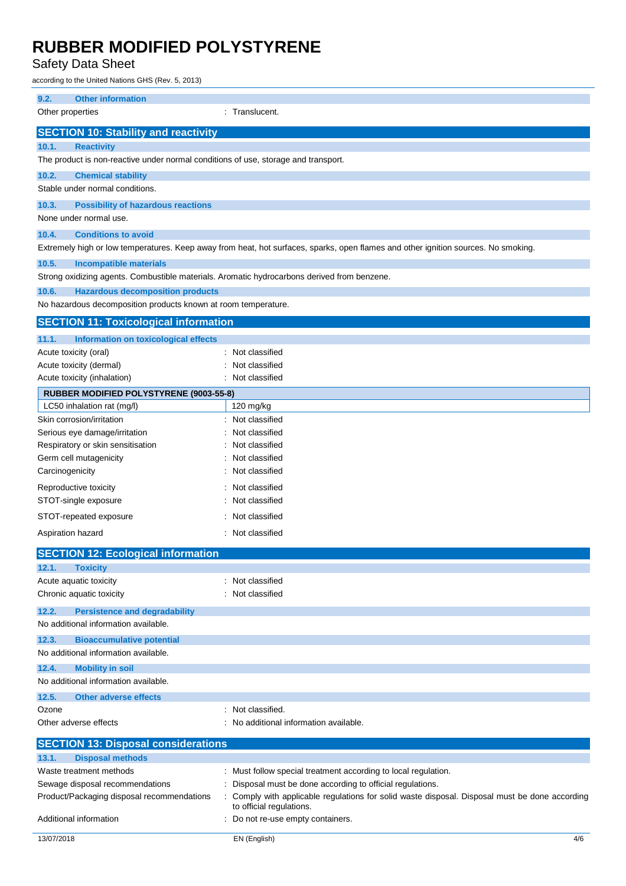### 9.2. Other information

| | |
|---|---|
| Other properties | : Translucent. |

## SECTION 10: Stability and reactivity

### 10.1. Reactivity

The product is non-reactive under normal conditions of use, storage and transport.

### 10.2. Chemical stability

Stable under normal conditions.

### 10.3. Possibility of hazardous reactions

None under normal use.

### 10.4. Conditions to avoid

Extremely high or low temperatures. Keep away from heat, hot surfaces, sparks, open flames and other ignition sources. No smoking.

### 10.5. Incompatible materials

Strong oxidizing agents. Combustible materials. Aromatic hydrocarbons derived from benzene.

### 10.6. Hazardous decomposition products

No hazardous decomposition products known at room temperature.

## SECTION 11: Toxicological information

### 11.1. Information on toxicological effects

| | |
|---|---|
| Acute toxicity (oral) | : Not classified |
| Acute toxicity (dermal) | : Not classified |
| Acute toxicity (inhalation) | : Not classified |

| RUBBER MODIFIED POLYSTYRENE (9003-55-8) | |
|---|---|
| LC50 inhalation rat (mg/l) | 120 mg/kg |

| | |
|---|---|
| Skin corrosion/irritation | : Not classified |
| Serious eye damage/irritation | : Not classified |
| Respiratory or skin sensitisation | : Not classified |
| Germ cell mutagenicity | : Not classified |
| Carcinogenicity | : Not classified |
| Reproductive toxicity | : Not classified |
| STOT-single exposure | : Not classified |
| STOT-repeated exposure | : Not classified |
| Aspiration hazard | : Not classified |

## SECTION 12: Ecological information

### 12.1. Toxicity

| | |
|---|---|
| Acute aquatic toxicity | : Not classified |
| Chronic aquatic toxicity | : Not classified |

### 12.2. Persistence and degradability

No additional information available.

### 12.3. Bioaccumulative potential

No additional information available.

### 12.4. Mobility in soil

No additional information available.

### 12.5. Other adverse effects

| | |
|---|---|
| Ozone | : Not classified. |
| Other adverse effects | : No additional information available. |

## SECTION 13: Disposal considerations

### 13.1. Disposal methods

| | |
|---|---|
| Waste treatment methods | : Must follow special treatment according to local regulation. |
| Sewage disposal recommendations | : Disposal must be done according to official regulations. |
| Product/Packaging disposal recommendations | : Comply with applicable regulations for solid waste disposal. Disposal must be done according to official regulations. |
| Additional information | : Do not re-use empty containers. |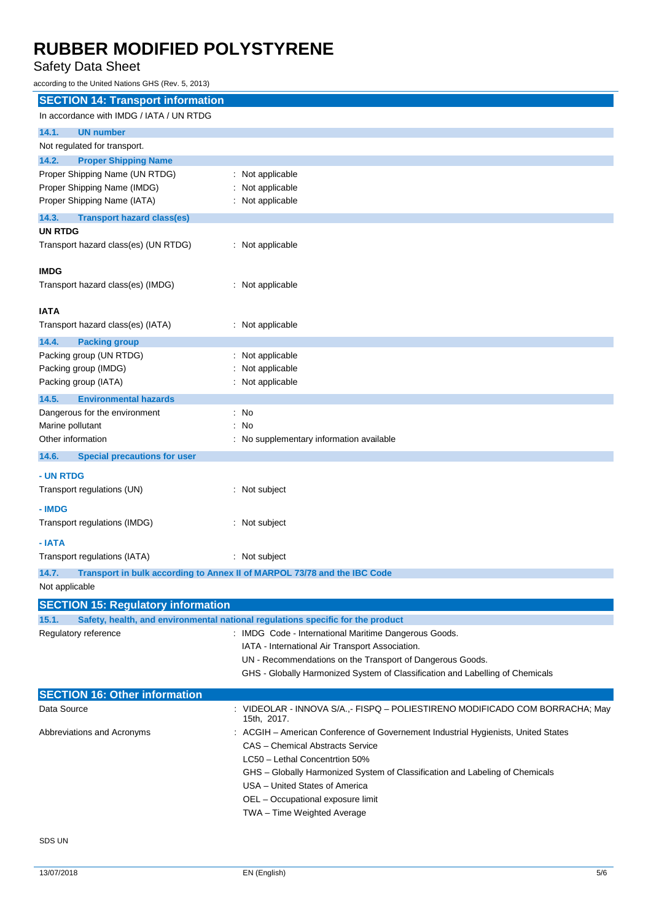## SECTION 14: Transport information

In accordance with IMDG / IATA / UN RTDG

### 14.1. UN number

Not regulated for transport.

### 14.2. Proper Shipping Name

| | |
|---|---|
| Proper Shipping Name (UN RTDG) | : Not applicable |
| Proper Shipping Name (IMDG) | : Not applicable |
| Proper Shipping Name (IATA) | : Not applicable |

### 14.3. Transport hazard class(es)

**UN RTDG**

| | |
|---|---|
| Transport hazard class(es) (UN RTDG) | : Not applicable |

**IMDG**

| | |
|---|---|
| Transport hazard class(es) (IMDG) | : Not applicable |

**IATA**

| | |
|---|---|
| Transport hazard class(es) (IATA) | : Not applicable |

### 14.4. Packing group

| | |
|---|---|
| Packing group (UN RTDG) | : Not applicable |
| Packing group (IMDG) | : Not applicable |
| Packing group (IATA) | : Not applicable |

### 14.5. Environmental hazards

| | |
|---|---|
| Dangerous for the environment | : No |
| Marine pollutant | : No |
| Other information | : No supplementary information available |

### 14.6. Special precautions for user

**- UN RTDG**

| | |
|---|---|
| Transport regulations (UN) | : Not subject |

**- IMDG**

| | |
|---|---|
| Transport regulations (IMDG) | : Not subject |

**- IATA**

| | |
|---|---|
| Transport regulations (IATA) | : Not subject |

### 14.7. Transport in bulk according to Annex II of MARPOL 73/78 and the IBC Code

Not applicable

## SECTION 15: Regulatory information

### 15.1. Safety, health, and environmental national regulations specific for the product

Regulatory reference : IMDG Code - International Maritime Dangerous Goods.
IATA - International Air Transport Association.
UN - Recommendations on the Transport of Dangerous Goods.
GHS - Globally Harmonized System of Classification and Labelling of Chemicals

## SECTION 16: Other information

Data Source : VIDEOLAR - INNOVA S/A.,- FISPQ – POLIESTIRENO MODIFICADO COM BORRACHA; May 15th, 2017.

Abbreviations and Acronyms : ACGIH – American Conference of Governement Industrial Hygienists, United States
CAS – Chemical Abstracts Service
LC50 – Lethal Concentrtion 50%
GHS – Globally Harmonized System of Classification and Labeling of Chemicals
USA – United States of America
OEL – Occupational exposure limit
TWA – Time Weighted Average

SDS UN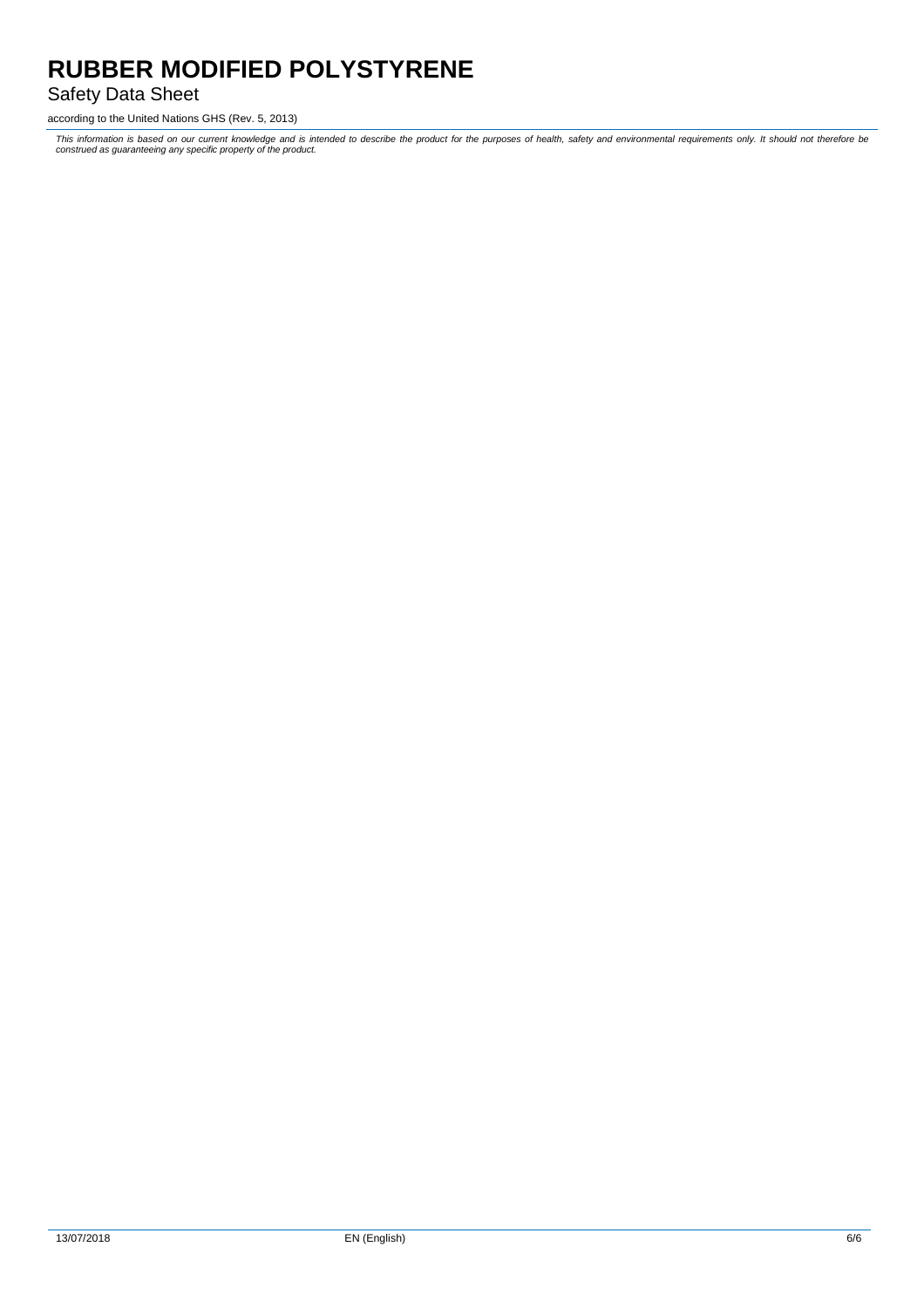*This information is based on our current knowledge and is intended to describe the product for the purposes of health, safety and environmental requirements only. It should not therefore be construed as guaranteeing any specific property of the product.*